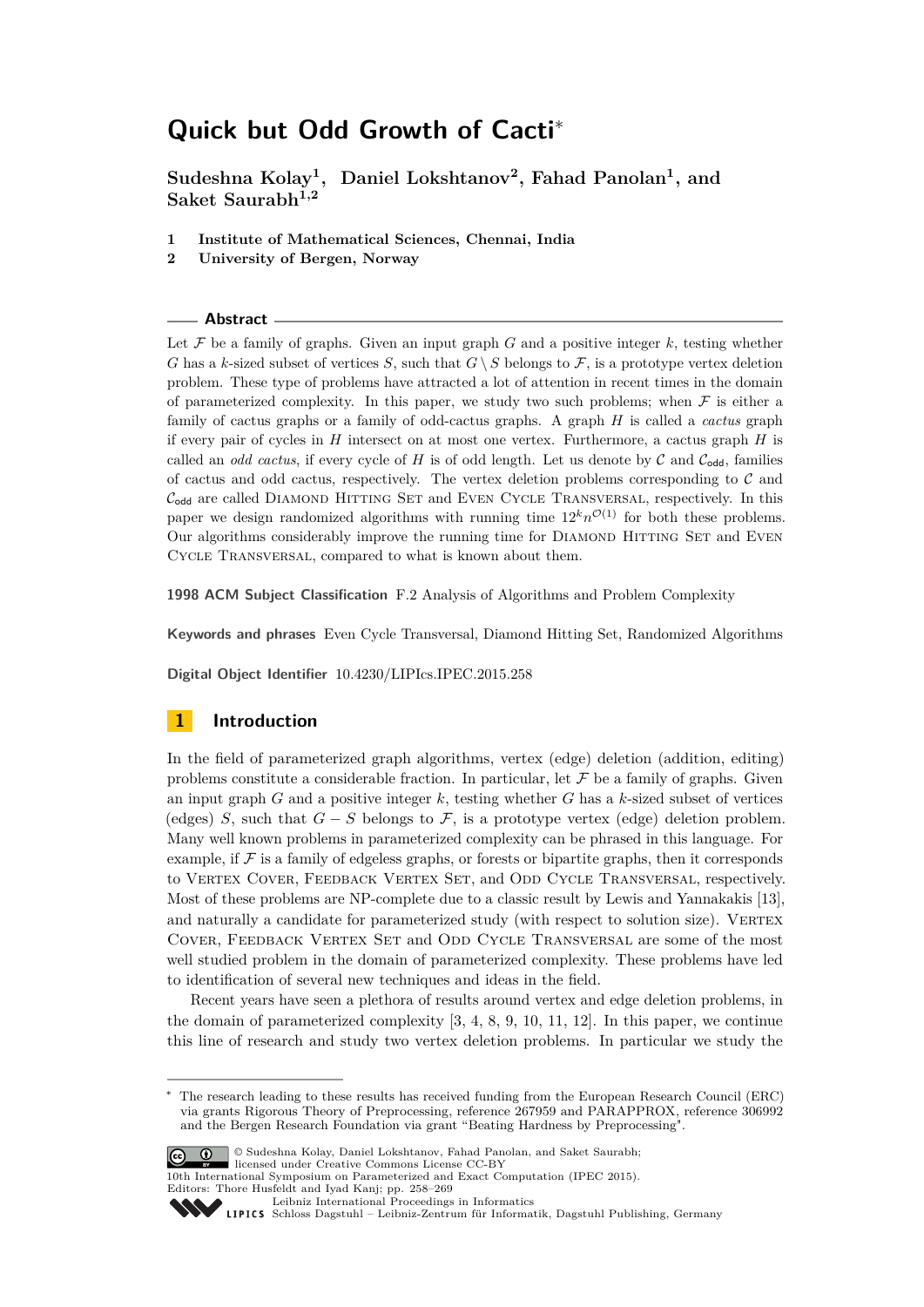# Quick but Odd Growth of Cacti*

**Sudeshna Kolay[1], Daniel Lokshtanov[2], Fahad Panolan[1], and Saket Saurabh[1,2]**

1 **Institute of Mathematical Sciences, Chennai, India**
2 **University of Bergen, Norway**

## Abstract

Let $\mathcal{F}$ be a family of graphs. Given an input graph $G$ and a positive integer $k$, testing whether $G$ has a $k$-sized subset of vertices $S$, such that $G \setminus S$ belongs to $\mathcal{F}$, is a prototype vertex deletion problem. These type of problems have attracted a lot of attention in recent times in the domain of parameterized complexity. In this paper, we study two such problems; when $\mathcal{F}$ is either a family of cactus graphs or a family of odd-cactus graphs. A graph $H$ is called a *cactus* graph if every pair of cycles in $H$ intersect on at most one vertex. Furthermore, a cactus graph $H$ is called an *odd cactus*, if every cycle of $H$ is of odd length. Let us denote by $\mathcal{C}$ and $\mathcal{C}_{\mathsf{odd}}$, families of cactus and odd cactus, respectively. The vertex deletion problems corresponding to $\mathcal{C}$ and $\mathcal{C}_{\mathsf{odd}}$ are called Diamond Hitting Set and Even Cycle Transversal, respectively. In this paper we design randomized algorithms with running time $12^k n^{\mathcal{O}(1)}$ for both these problems. Our algorithms considerably improve the running time for Diamond Hitting Set and Even Cycle Transversal, compared to what is known about them.

**1998 ACM Subject Classification** F.2 Analysis of Algorithms and Problem Complexity

**Keywords and phrases** Even Cycle Transversal, Diamond Hitting Set, Randomized Algorithms

**Digital Object Identifier** 10.4230/LIPIcs.IPEC.2015.258

## 1 Introduction

In the field of parameterized graph algorithms, vertex (edge) deletion (addition, editing) problems constitute a considerable fraction. In particular, let $\mathcal{F}$ be a family of graphs. Given an input graph $G$ and a positive integer $k$, testing whether $G$ has a $k$-sized subset of vertices (edges) $S$, such that $G - S$ belongs to $\mathcal{F}$, is a prototype vertex (edge) deletion problem. Many well known problems in parameterized complexity can be phrased in this language. For example, if $\mathcal{F}$ is a family of edgeless graphs, or forests or bipartite graphs, then it corresponds to Vertex Cover, Feedback Vertex Set, and Odd Cycle Transversal, respectively. Most of these problems are NP-complete due to a classic result by Lewis and Yannakakis [13], and naturally a candidate for parameterized study (with respect to solution size). Vertex Cover, Feedback Vertex Set and Odd Cycle Transversal are some of the most well studied problem in the domain of parameterized complexity. These problems have led to identification of several new techniques and ideas in the field.

Recent years have seen a plethora of results around vertex and edge deletion problems, in the domain of parameterized complexity [3, 4, 8, 9, 10, 11, 12]. In this paper, we continue this line of research and study two vertex deletion problems. In particular we study the

---

* The research leading to these results has received funding from the European Research Council (ERC) via grants Rigorous Theory of Preprocessing, reference 267959 and PARAPPROX, reference 306992 and the Bergen Research Foundation via grant "Beating Hardness by Preprocessing".

© Sudeshna Kolay, Daniel Lokshtanov, Fahad Panolan, and Saket Saurabh; licensed under Creative Commons License CC-BY
10th International Symposium on Parameterized and Exact Computation (IPEC 2015).
Editors: Thore Husfeldt and Iyad Kanj; pp. 258–269
Leibniz International Proceedings in Informatics
Schloss Dagstuhl – Leibniz-Zentrum für Informatik, Dagstuhl Publishing, Germany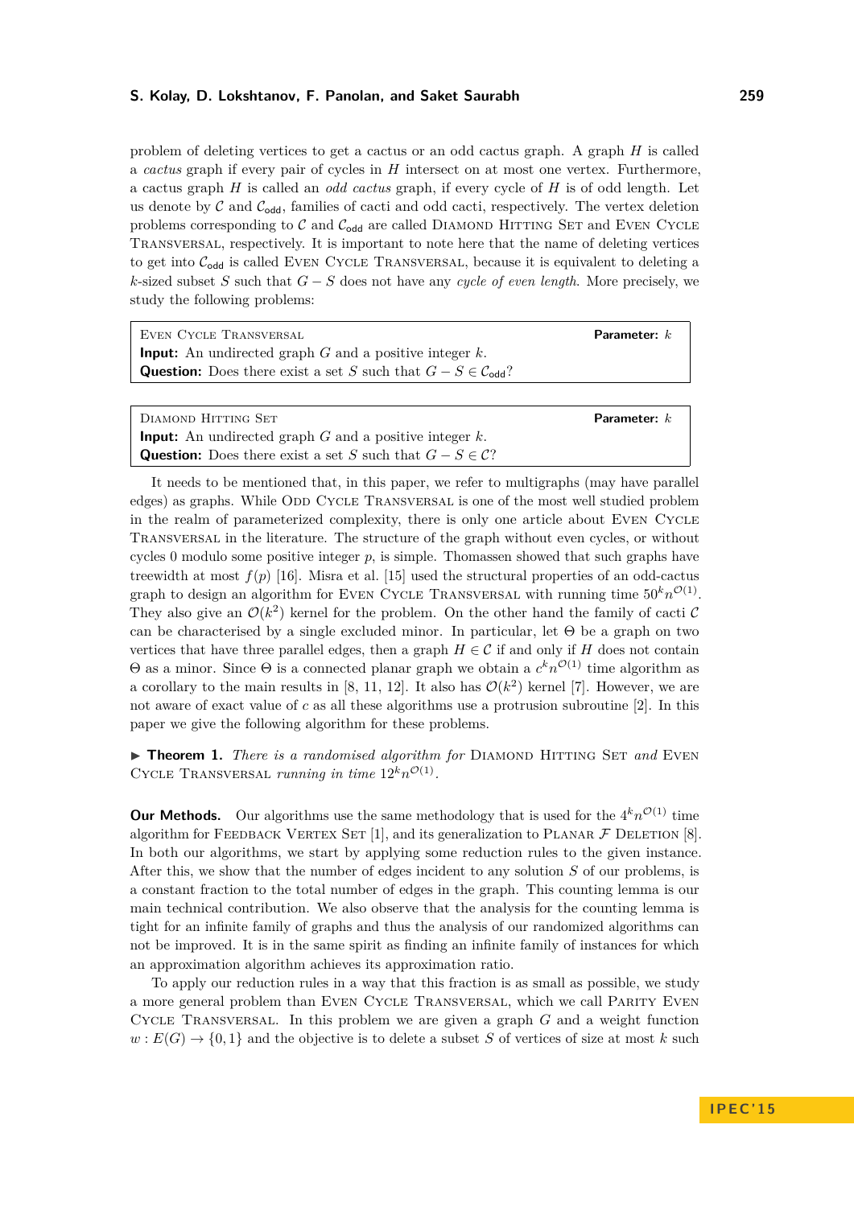problem of deleting vertices to get a cactus or an odd cactus graph. A graph $H$ is called a *cactus* graph if every pair of cycles in $H$ intersect on at most one vertex. Furthermore, a cactus graph $H$ is called an *odd cactus* graph, if every cycle of $H$ is of odd length. Let us denote by $\mathcal{C}$ and $\mathcal{C}_{\mathsf{odd}}$, families of cacti and odd cacti, respectively. The vertex deletion problems corresponding to $\mathcal{C}$ and $\mathcal{C}_{\mathsf{odd}}$ are called Diamond Hitting Set and Even Cycle Transversal, respectively. It is important to note here that the name of deleting vertices to get into $\mathcal{C}_{\mathsf{odd}}$ is called Even Cycle Transversal, because it is equivalent to deleting a $k$-sized subset $S$ such that $G - S$ does not have any *cycle of even length*. More precisely, we study the following problems:

> Even Cycle Transversal **Parameter:** $k$
> **Input:** An undirected graph $G$ and a positive integer $k$.
> **Question:** Does there exist a set $S$ such that $G - S \in \mathcal{C}_{\mathsf{odd}}$?

> Diamond Hitting Set **Parameter:** $k$
> **Input:** An undirected graph $G$ and a positive integer $k$.
> **Question:** Does there exist a set $S$ such that $G - S \in \mathcal{C}$?

It needs to be mentioned that, in this paper, we refer to multigraphs (may have parallel edges) as graphs. While Odd Cycle Transversal is one of the most well studied problem in the realm of parameterized complexity, there is only one article about Even Cycle Transversal in the literature. The structure of the graph without even cycles, or without cycles 0 modulo some positive integer $p$, is simple. Thomassen showed that such graphs have treewidth at most $f(p)$ [16]. Misra et al. [15] used the structural properties of an odd-cactus graph to design an algorithm for Even Cycle Transversal with running time $50^k n^{\mathcal{O}(1)}$. They also give an $\mathcal{O}(k^2)$ kernel for the problem. On the other hand the family of cacti $\mathcal{C}$ can be characterised by a single excluded minor. In particular, let $\Theta$ be a graph on two vertices that have three parallel edges, then a graph $H \in \mathcal{C}$ if and only if $H$ does not contain $\Theta$ as a minor. Since $\Theta$ is a connected planar graph we obtain a $c^k n^{\mathcal{O}(1)}$ time algorithm as a corollary to the main results in [8, 11, 12]. It also has $\mathcal{O}(k^2)$ kernel [7]. However, we are not aware of exact value of $c$ as all these algorithms use a protrusion subroutine [2]. In this paper we give the following algorithm for these problems.

▶ **Theorem 1.** *There is a randomised algorithm for* Diamond Hitting Set *and* Even Cycle Transversal *running in time* $12^k n^{\mathcal{O}(1)}$.

**Our Methods.** Our algorithms use the same methodology that is used for the $4^k n^{\mathcal{O}(1)}$ time algorithm for Feedback Vertex Set [1], and its generalization to Planar $\mathcal{F}$ Deletion [8]. In both our algorithms, we start by applying some reduction rules to the given instance. After this, we show that the number of edges incident to any solution $S$ of our problems, is a constant fraction to the total number of edges in the graph. This counting lemma is our main technical contribution. We also observe that the analysis for the counting lemma is tight for an infinite family of graphs and thus the analysis of our randomized algorithms can not be improved. It is in the same spirit as finding an infinite family of instances for which an approximation algorithm achieves its approximation ratio.

To apply our reduction rules in a way that this fraction is as small as possible, we study a more general problem than Even Cycle Transversal, which we call Parity Even Cycle Transversal. In this problem we are given a graph $G$ and a weight function $w : E(G) \rightarrow \{0, 1\}$ and the objective is to delete a subset $S$ of vertices of size at most $k$ such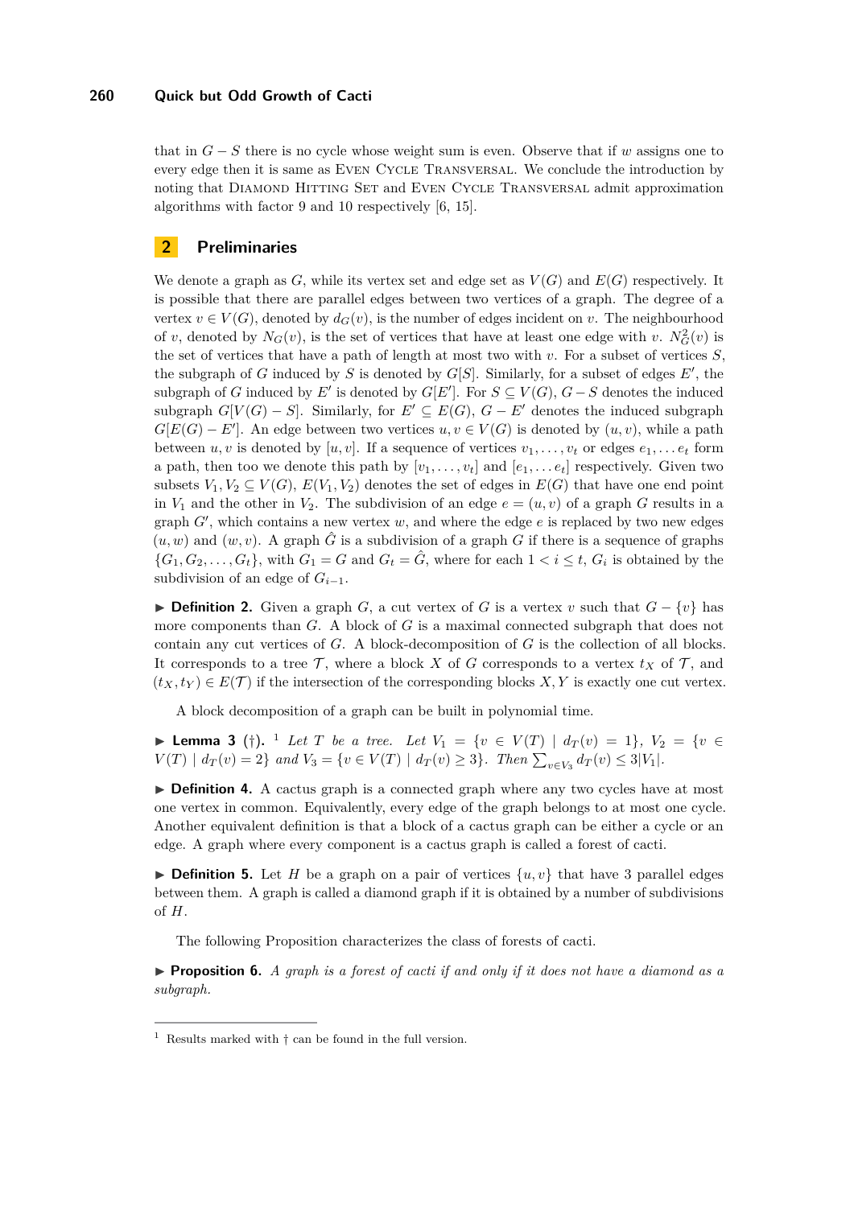that in $G - S$ there is no cycle whose weight sum is even. Observe that if $w$ assigns one to every edge then it is same as Even Cycle Transversal. We conclude the introduction by noting that Diamond Hitting Set and Even Cycle Transversal admit approximation algorithms with factor 9 and 10 respectively [6, 15].

## 2 Preliminaries

We denote a graph as $G$, while its vertex set and edge set as $V(G)$ and $E(G)$ respectively. It is possible that there are parallel edges between two vertices of a graph. The degree of a vertex $v \in V(G)$, denoted by $d_G(v)$, is the number of edges incident on $v$. The neighbourhood of $v$, denoted by $N_G(v)$, is the set of vertices that have at least one edge with $v$. $N^2_G(v)$ is the set of vertices that have a path of length at most two with $v$. For a subset of vertices $S$, the subgraph of $G$ induced by $S$ is denoted by $G[S]$. Similarly, for a subset of edges $E'$, the subgraph of $G$ induced by $E'$ is denoted by $G[E']$. For $S \subseteq V(G)$, $G - S$ denotes the induced subgraph $G[V(G) - S]$. Similarly, for $E' \subseteq E(G)$, $G - E'$ denotes the induced subgraph $G[E(G) - E']$. An edge between two vertices $u, v \in V(G)$ is denoted by $(u, v)$, while a path between $u, v$ is denoted by $[u, v]$. If a sequence of vertices $v_1, \ldots, v_t$ or edges $e_1, \ldots e_t$ form a path, then too we denote this path by $[v_1, \ldots, v_t]$ and $[e_1, \ldots e_t]$ respectively. Given two subsets $V_1, V_2 \subseteq V(G)$, $E(V_1, V_2)$ denotes the set of edges in $E(G)$ that have one end point in $V_1$ and the other in $V_2$. The subdivision of an edge $e = (u, v)$ of a graph $G$ results in a graph $G'$, which contains a new vertex $w$, and where the edge $e$ is replaced by two new edges $(u, w)$ and $(w, v)$. A graph $\hat{G}$ is a subdivision of a graph $G$ if there is a sequence of graphs $\{G_1, G_2, \ldots, G_t\}$, with $G_1 = G$ and $G_t = \hat{G}$, where for each $1 < i \leq t$, $G_i$ is obtained by the subdivision of an edge of $G_{i-1}$.

▶ **Definition 2.** Given a graph $G$, a cut vertex of $G$ is a vertex $v$ such that $G - \{v\}$ has more components than $G$. A block of $G$ is a maximal connected subgraph that does not contain any cut vertices of $G$. A block-decomposition of $G$ is the collection of all blocks. It corresponds to a tree $\mathcal{T}$, where a block $X$ of $G$ corresponds to a vertex $t_X$ of $\mathcal{T}$, and $(t_X, t_Y) \in E(\mathcal{T})$ if the intersection of the corresponding blocks $X, Y$ is exactly one cut vertex.

A block decomposition of a graph can be built in polynomial time.

▶ **Lemma 3** (†). [1] *Let $T$ be a tree. Let $V_1 = \{v \in V(T) \mid d_T(v) = 1\}$, $V_2 = \{v \in V(T) \mid d_T(v) = 2\}$ and $V_3 = \{v \in V(T) \mid d_T(v) \geq 3\}$. Then $\sum_{v \in V_3} d_T(v) \leq 3|V_1|$.*

▶ **Definition 4.** A cactus graph is a connected graph where any two cycles have at most one vertex in common. Equivalently, every edge of the graph belongs to at most one cycle. Another equivalent definition is that a block of a cactus graph can be either a cycle or an edge. A graph where every component is a cactus graph is called a forest of cacti.

▶ **Definition 5.** Let $H$ be a graph on a pair of vertices $\{u, v\}$ that have 3 parallel edges between them. A graph is called a diamond graph if it is obtained by a number of subdivisions of $H$.

The following Proposition characterizes the class of forests of cacti.

▶ **Proposition 6.** *A graph is a forest of cacti if and only if it does not have a diamond as a subgraph.*

[1] Results marked with † can be found in the full version.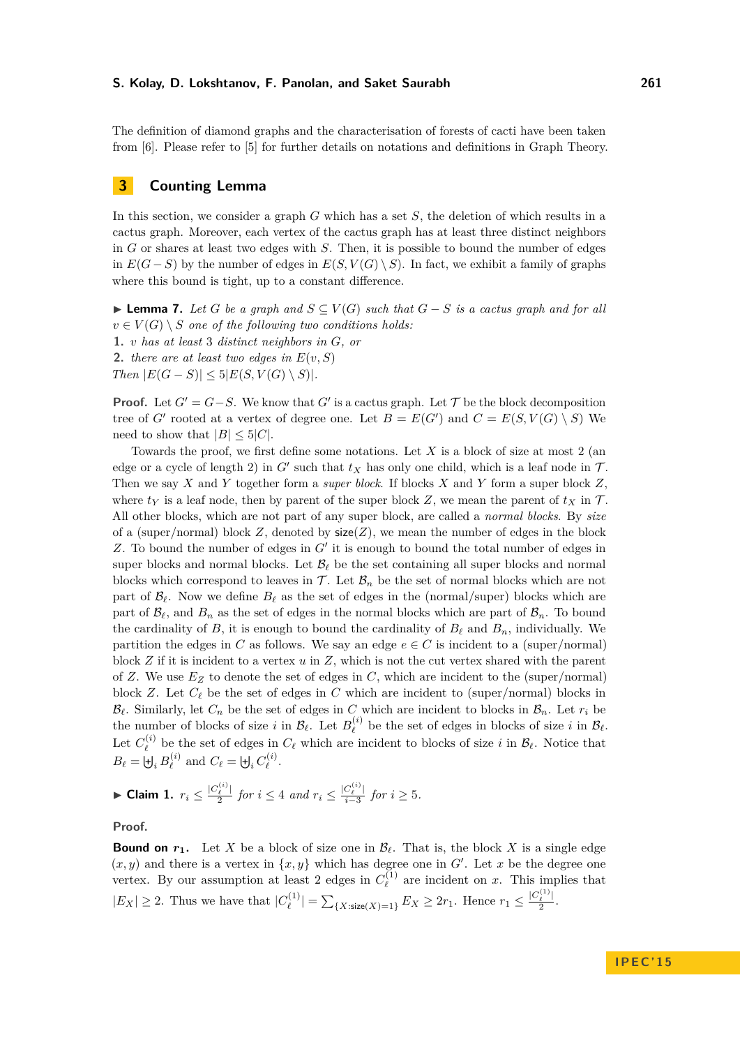The definition of diamond graphs and the characterisation of forests of cacti have been taken from [6]. Please refer to [5] for further details on notations and definitions in Graph Theory.

## 3 Counting Lemma

In this section, we consider a graph $G$ which has a set $S$, the deletion of which results in a cactus graph. Moreover, each vertex of the cactus graph has at least three distinct neighbors in $G$ or shares at least two edges with $S$. Then, it is possible to bound the number of edges in $E(G-S)$ by the number of edges in $E(S, V(G) \setminus S)$. In fact, we exhibit a family of graphs where this bound is tight, up to a constant difference.

▶ **Lemma 7.** *Let $G$ be a graph and $S \subseteq V(G)$ such that $G - S$ is a cactus graph and for all $v \in V(G) \setminus S$ one of the following two conditions holds:*

1. *$v$ has at least 3 distinct neighbors in $G$, or*
2. *there are at least two edges in $E(v, S)$*

*Then $|E(G-S)| \leq 5|E(S, V(G) \setminus S)|$.*

**Proof.** Let $G' = G - S$. We know that $G'$ is a cactus graph. Let $\mathcal{T}$ be the block decomposition tree of $G'$ rooted at a vertex of degree one. Let $B = E(G')$ and $C = E(S, V(G) \setminus S)$ We need to show that $|B| \leq 5|C|$.

Towards the proof, we first define some notations. Let $X$ is a block of size at most 2 (an edge or a cycle of length 2) in $G'$ such that $t_X$ has only one child, which is a leaf node in $\mathcal{T}$. Then we say $X$ and $Y$ together form a *super block*. If blocks $X$ and $Y$ form a super block $Z$, where $t_Y$ is a leaf node, then by parent of the super block $Z$, we mean the parent of $t_X$ in $\mathcal{T}$. All other blocks, which are not part of any super block, are called a *normal blocks*. By *size* of a (super/normal) block $Z$, denoted by $\mathsf{size}(Z)$, we mean the number of edges in the block $Z$. To bound the number of edges in $G'$ it is enough to bound the total number of edges in super blocks and normal blocks. Let $\mathcal{B}_\ell$ be the set containing all super blocks and normal blocks which correspond to leaves in $\mathcal{T}$. Let $\mathcal{B}_n$ be the set of normal blocks which are not part of $\mathcal{B}_\ell$. Now we define $B_\ell$ as the set of edges in the (normal/super) blocks which are part of $\mathcal{B}_\ell$, and $B_n$ as the set of edges in the normal blocks which are part of $\mathcal{B}_n$. To bound the cardinality of $B$, it is enough to bound the cardinality of $B_\ell$ and $B_n$, individually. We partition the edges in $C$ as follows. We say an edge $e \in C$ is incident to a (super/normal) block $Z$ if it is incident to a vertex $u$ in $Z$, which is not the cut vertex shared with the parent of $Z$. We use $E_Z$ to denote the set of edges in $C$, which are incident to the (super/normal) block $Z$. Let $C_\ell$ be the set of edges in $C$ which are incident to (super/normal) blocks in $\mathcal{B}_\ell$. Similarly, let $C_n$ be the set of edges in $C$ which are incident to blocks in $\mathcal{B}_n$. Let $r_i$ be the number of blocks of size $i$ in $\mathcal{B}_\ell$. Let $B_\ell^{(i)}$ be the set of edges in blocks of size $i$ in $\mathcal{B}_\ell$. Let $C_\ell^{(i)}$ be the set of edges in $C_\ell$ which are incident to blocks of size $i$ in $\mathcal{B}_\ell$. Notice that $B_\ell = \biguplus_i B_\ell^{(i)}$ and $C_\ell = \biguplus_i C_\ell^{(i)}$.

▶ **Claim 1.** $r_i \leq \frac{|C_\ell^{(i)}|}{2}$ *for $i \leq 4$ and* $r_i \leq \frac{|C_\ell^{(i)}|}{i-3}$ *for $i \geq 5$.*

**Proof.**

**Bound on $r_1$.** Let $X$ be a block of size one in $\mathcal{B}_\ell$. That is, the block $X$ is a single edge $(x, y)$ and there is a vertex in $\{x, y\}$ which has degree one in $G'$. Let $x$ be the degree one vertex. By our assumption at least 2 edges in $C_\ell^{(1)}$ are incident on $x$. This implies that $|E_X| \geq 2$. Thus we have that $|C_\ell^{(1)}| = \sum_{\{X : \mathsf{size}(X)=1\}} E_X \geq 2r_1$. Hence $r_1 \leq \frac{|C_\ell^{(1)}|}{2}$.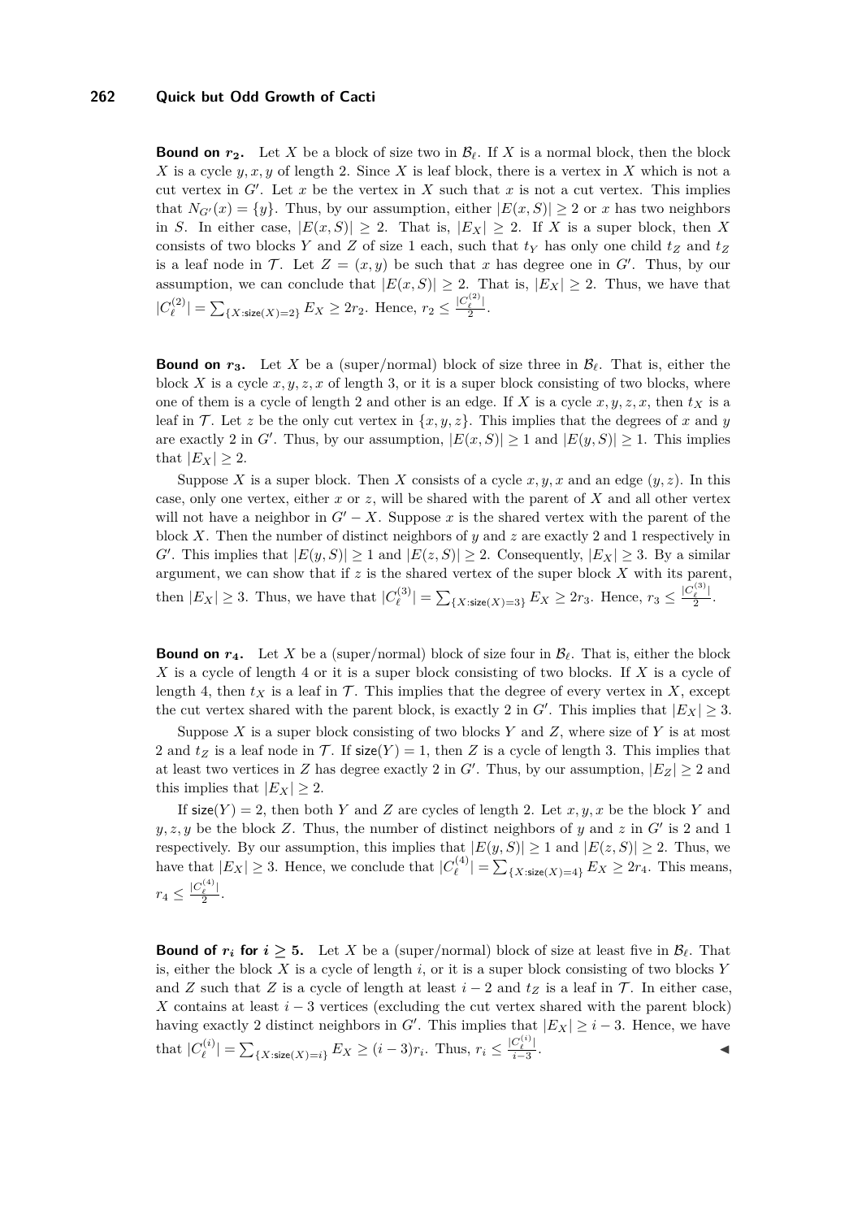**Bound on $r_2$.** Let $X$ be a block of size two in $\mathcal{B}_\ell$. If $X$ is a normal block, then the block $X$ is a cycle $y, x, y$ of length 2. Since $X$ is leaf block, there is a vertex in $X$ which is not a cut vertex in $G'$. Let $x$ be the vertex in $X$ such that $x$ is not a cut vertex. This implies that $N_{G'}(x) = \{y\}$. Thus, by our assumption, either $|E(x, S)| \geq 2$ or $x$ has two neighbors in $S$. In either case, $|E(x, S)| \geq 2$. That is, $|E_X| \geq 2$. If $X$ is a super block, then $X$ consists of two blocks $Y$ and $Z$ of size 1 each, such that $t_Y$ has only one child $t_Z$ and $t_Z$ is a leaf node in $\mathcal{T}$. Let $Z = (x, y)$ be such that $x$ has degree one in $G'$. Thus, by our assumption, we can conclude that $|E(x, S)| \geq 2$. That is, $|E_X| \geq 2$. Thus, we have that $|C_\ell^{(2)}| = \sum_{\{X:\mathsf{size}(X)=2\}} E_X \geq 2r_2$. Hence, $r_2 \leq \frac{|C_\ell^{(2)}|}{2}$.

**Bound on $r_3$.** Let $X$ be a (super/normal) block of size three in $\mathcal{B}_\ell$. That is, either the block $X$ is a cycle $x, y, z, x$ of length 3, or it is a super block consisting of two blocks, where one of them is a cycle of length 2 and other is an edge. If $X$ is a cycle $x, y, z, x$, then $t_X$ is a leaf in $\mathcal{T}$. Let $z$ be the only cut vertex in $\{x, y, z\}$. This implies that the degrees of $x$ and $y$ are exactly 2 in $G'$. Thus, by our assumption, $|E(x, S)| \geq 1$ and $|E(y, S)| \geq 1$. This implies that $|E_X| \geq 2$.

Suppose $X$ is a super block. Then $X$ consists of a cycle $x, y, x$ and an edge $(y, z)$. In this case, only one vertex, either $x$ or $z$, will be shared with the parent of $X$ and all other vertex will not have a neighbor in $G' - X$. Suppose $x$ is the shared vertex with the parent of the block $X$. Then the number of distinct neighbors of $y$ and $z$ are exactly 2 and 1 respectively in $G'$. This implies that $|E(y, S)| \geq 1$ and $|E(z, S)| \geq 2$. Consequently, $|E_X| \geq 3$. By a similar argument, we can show that if $z$ is the shared vertex of the super block $X$ with its parent, then $|E_X| \geq 3$. Thus, we have that $|C_\ell^{(3)}| = \sum_{\{X:\mathsf{size}(X)=3\}} E_X \geq 2r_3$. Hence, $r_3 \leq \frac{|C_\ell^{(3)}|}{2}$.

**Bound on $r_4$.** Let $X$ be a (super/normal) block of size four in $\mathcal{B}_\ell$. That is, either the block $X$ is a cycle of length 4 or it is a super block consisting of two blocks. If $X$ is a cycle of length 4, then $t_X$ is a leaf in $\mathcal{T}$. This implies that the degree of every vertex in $X$, except the cut vertex shared with the parent block, is exactly 2 in $G'$. This implies that $|E_X| \geq 3$.

Suppose $X$ is a super block consisting of two blocks $Y$ and $Z$, where size of $Y$ is at most 2 and $t_Z$ is a leaf node in $\mathcal{T}$. If $\mathsf{size}(Y) = 1$, then $Z$ is a cycle of length 3. This implies that at least two vertices in $Z$ has degree exactly 2 in $G'$. Thus, by our assumption, $|E_Z| \geq 2$ and this implies that $|E_X| \geq 2$.

If $\mathsf{size}(Y) = 2$, then both $Y$ and $Z$ are cycles of length 2. Let $x, y, x$ be the block $Y$ and $y, z, y$ be the block $Z$. Thus, the number of distinct neighbors of $y$ and $z$ in $G'$ is 2 and 1 respectively. By our assumption, this implies that $|E(y, S)| \geq 1$ and $|E(z, S)| \geq 2$. Thus, we have that $|E_X| \geq 3$. Hence, we conclude that $|C_\ell^{(4)}| = \sum_{\{X:\mathsf{size}(X)=4\}} E_X \geq 2r_4$. This means, $r_4 \leq \frac{|C_\ell^{(4)}|}{2}$.

**Bound of $r_i$ for $i \geq 5$.** Let $X$ be a (super/normal) block of size at least five in $\mathcal{B}_\ell$. That is, either the block $X$ is a cycle of length $i$, or it is a super block consisting of two blocks $Y$ and $Z$ such that $Z$ is a cycle of length at least $i - 2$ and $t_Z$ is a leaf in $\mathcal{T}$. In either case, $X$ contains at least $i - 3$ vertices (excluding the cut vertex shared with the parent block) having exactly 2 distinct neighbors in $G'$. This implies that $|E_X| \geq i - 3$. Hence, we have that $|C_\ell^{(i)}| = \sum_{\{X:\mathsf{size}(X)=i\}} E_X \geq (i - 3)r_i$. Thus, $r_i \leq \frac{|C_\ell^{(i)}|}{i-3}$. ◀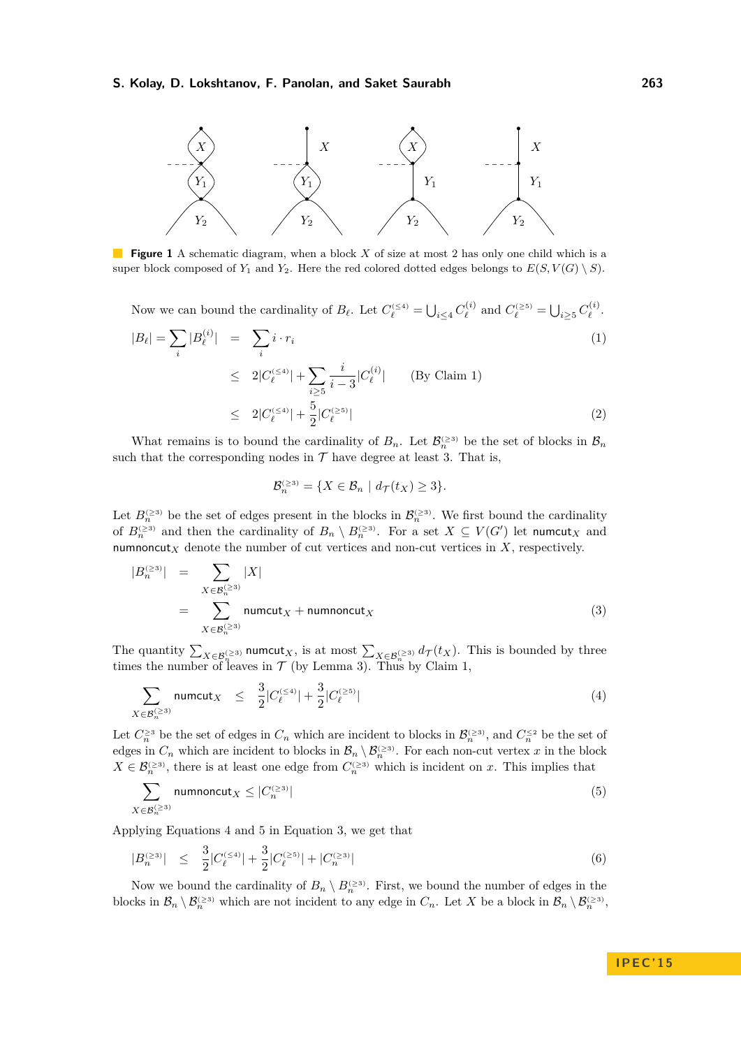**Figure 1** A schematic diagram, when a block $X$ of size at most 2 has only one child which is a super block composed of $Y_1$ and $Y_2$. Here the red colored dotted edges belongs to $E(S, V(G) \setminus S)$.

Now we can bound the cardinality of $B_\ell$. Let $C_\ell^{(\leq 4)} = \bigcup_{i \leq 4} C_\ell^{(i)}$ and $C_\ell^{(\geq 5)} = \bigcup_{i \geq 5} C_\ell^{(i)}$.

$$|B_\ell| = \sum_i |B_\ell^{(i)}| \quad = \quad \sum_i i \cdot r_i \tag{1}$$

$$\leq \quad 2|C_\ell^{(\leq 4)}| + \sum_{i \geq 5} \frac{i}{i-3} |C_\ell^{(i)}| \qquad \text{(By Claim 1)}$$

$$\leq \quad 2|C_\ell^{(\leq 4)}| + \frac{5}{2} |C_\ell^{(\geq 5)}| \tag{2}$$

What remains is to bound the cardinality of $B_n$. Let $\mathcal{B}_n^{(\geq 3)}$ be the set of blocks in $\mathcal{B}_n$ such that the corresponding nodes in $\mathcal{T}$ have degree at least 3. That is,

$$\mathcal{B}_n^{(\geq 3)} = \{X \in \mathcal{B}_n \mid d_{\mathcal{T}}(t_X) \geq 3\}.$$

Let $B_n^{(\geq 3)}$ be the set of edges present in the blocks in $\mathcal{B}_n^{(\geq 3)}$. We first bound the cardinality of $B_n^{(\geq 3)}$ and then the cardinality of $B_n \setminus B_n^{(\geq 3)}$. For a set $X \subseteq V(G')$ let $\mathsf{numcut}_X$ and $\mathsf{numnoncut}_X$ denote the number of cut vertices and non-cut vertices in $X$, respectively.

$$|B_n^{(\geq 3)}| \quad = \quad \sum_{X \in \mathcal{B}_n^{(\geq 3)}} |X|$$

$$= \quad \sum_{X \in \mathcal{B}_n^{(\geq 3)}} \mathsf{numcut}_X + \mathsf{numnoncut}_X \tag{3}$$

The quantity $\sum_{X \in \mathcal{B}_n^{(\geq 3)}} \mathsf{numcut}_X$, is at most $\sum_{X \in \mathcal{B}_n^{(\geq 3)}} d_{\mathcal{T}}(t_X)$. This is bounded by three times the number of leaves in $\mathcal{T}$ (by Lemma 3). Thus by Claim 1,

$$\sum_{X \in \mathcal{B}_n^{(\geq 3)}} \mathsf{numcut}_X \quad \leq \quad \frac{3}{2}|C_\ell^{(\leq 4)}| + \frac{3}{2}|C_\ell^{(\geq 5)}| \tag{4}$$

Let $C_n^{\geq 3}$ be the set of edges in $C_n$ which are incident to blocks in $\mathcal{B}_n^{(\geq 3)}$, and $C_n^{\leq 2}$ be the set of edges in $C_n$ which are incident to blocks in $\mathcal{B}_n \setminus \mathcal{B}_n^{(\geq 3)}$. For each non-cut vertex $x$ in the block $X \in \mathcal{B}_n^{(\geq 3)}$, there is at least one edge from $C_n^{(\geq 3)}$ which is incident on $x$. This implies that

$$\sum_{X \in \mathcal{B}_n^{(\geq 3)}} \mathsf{numnoncut}_X \leq |C_n^{(\geq 3)}| \tag{5}$$

Applying Equations 4 and 5 in Equation 3, we get that

$$|B_n^{(\geq 3)}| \quad \leq \quad \frac{3}{2}|C_\ell^{(\leq 4)}| + \frac{3}{2}|C_\ell^{(\geq 5)}| + |C_n^{(\geq 3)}| \tag{6}$$

Now we bound the cardinality of $B_n \setminus B_n^{(\geq 3)}$. First, we bound the number of edges in the blocks in $\mathcal{B}_n \setminus \mathcal{B}_n^{(\geq 3)}$ which are not incident to any edge in $C_n$. Let $X$ be a block in $\mathcal{B}_n \setminus \mathcal{B}_n^{(\geq 3)}$,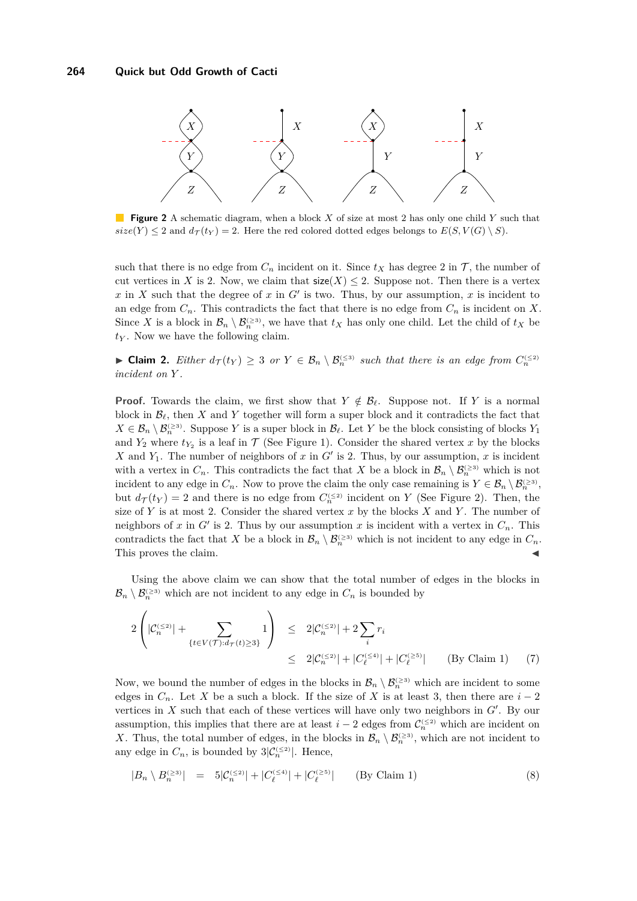**Figure 2** A schematic diagram, when a block $X$ of size at most 2 has only one child $Y$ such that $size(Y) \leq 2$ and $d_{\mathcal{T}}(t_Y) = 2$. Here the red colored dotted edges belongs to $E(S, V(G) \setminus S)$.

such that there is no edge from $C_n$ incident on it. Since $t_X$ has degree 2 in $\mathcal{T}$, the number of cut vertices in $X$ is 2. Now, we claim that $\mathsf{size}(X) \leq 2$. Suppose not. Then there is a vertex $x$ in $X$ such that the degree of $x$ in $G'$ is two. Thus, by our assumption, $x$ is incident to an edge from $C_n$. This contradicts the fact that there is no edge from $C_n$ is incident on $X$. Since $X$ is a block in $\mathcal{B}_n \setminus \mathcal{B}_n^{(\geq 3)}$, we have that $t_X$ has only one child. Let the child of $t_X$ be $t_Y$. Now we have the following claim.

▶ **Claim 2.** *Either $d_{\mathcal{T}}(t_Y) \geq 3$ or $Y \in \mathcal{B}_n \setminus \mathcal{B}_n^{(\leq 3)}$ such that there is an edge from $C_n^{(\leq 2)}$ incident on $Y$.*

**Proof.** Towards the claim, we first show that $Y \notin \mathcal{B}_\ell$. Suppose not. If $Y$ is a normal block in $\mathcal{B}_\ell$, then $X$ and $Y$ together will form a super block and it contradicts the fact that $X \in \mathcal{B}_n \setminus \mathcal{B}_n^{(\geq 3)}$. Suppose $Y$ is a super block in $\mathcal{B}_\ell$. Let $Y$ be the block consisting of blocks $Y_1$ and $Y_2$ where $t_{Y_2}$ is a leaf in $\mathcal{T}$ (See Figure 1). Consider the shared vertex $x$ by the blocks $X$ and $Y_1$. The number of neighbors of $x$ in $G'$ is 2. Thus, by our assumption, $x$ is incident with a vertex in $C_n$. This contradicts the fact that $X$ be a block in $\mathcal{B}_n \setminus \mathcal{B}_n^{(\geq 3)}$ which is not incident to any edge in $C_n$. Now to prove the claim the only case remaining is $Y \in \mathcal{B}_n \setminus \mathcal{B}_n^{(\geq 3)}$, but $d_{\mathcal{T}}(t_Y) = 2$ and there is no edge from $C_n^{(\leq 2)}$ incident on $Y$ (See Figure 2). Then, the size of $Y$ is at most 2. Consider the shared vertex $x$ by the blocks $X$ and $Y$. The number of neighbors of $x$ in $G'$ is 2. Thus by our assumption $x$ is incident with a vertex in $C_n$. This contradicts the fact that $X$ be a block in $\mathcal{B}_n \setminus \mathcal{B}_n^{(\geq 3)}$ which is not incident to any edge in $C_n$. This proves the claim. ◀

Using the above claim we can show that the total number of edges in the blocks in $\mathcal{B}_n \setminus \mathcal{B}_n^{(\geq 3)}$ which are not incident to any edge in $C_n$ is bounded by

$$
\begin{aligned}
2\left(|\mathcal{C}_n^{(\leq 2)}| + \sum_{\{t \in V(\mathcal{T}) : d_{\mathcal{T}}(t) \geq 3\}} 1\right) &\leq 2|\mathcal{C}_n^{(\leq 2)}| + 2\sum_i r_i \\
&\leq 2|\mathcal{C}_n^{(\leq 2)}| + |C_\ell^{(\leq 4)}| + |C_\ell^{(\geq 5)}| \qquad \text{(By Claim 1)} \qquad (7)
\end{aligned}
$$

Now, we bound the number of edges in the blocks in $\mathcal{B}_n \setminus \mathcal{B}_n^{(\geq 3)}$ which are incident to some edges in $C_n$. Let $X$ be a such a block. If the size of $X$ is at least 3, then there are $i-2$ vertices in $X$ such that each of these vertices will have only two neighbors in $G'$. By our assumption, this implies that there are at least $i-2$ edges from $\mathcal{C}_n^{(\leq 2)}$ which are incident on $X$. Thus, the total number of edges, in the blocks in $\mathcal{B}_n \setminus \mathcal{B}_n^{(\geq 3)}$, which are not incident to any edge in $C_n$, is bounded by $3|\mathcal{C}_n^{(\leq 2)}|$. Hence,

$$
|B_n \setminus B_n^{(\geq 3)}| \;=\; 5|\mathcal{C}_n^{(\leq 2)}| + |C_\ell^{(\leq 4)}| + |C_\ell^{(\geq 5)}| \qquad \text{(By Claim 1)} \qquad (8)
$$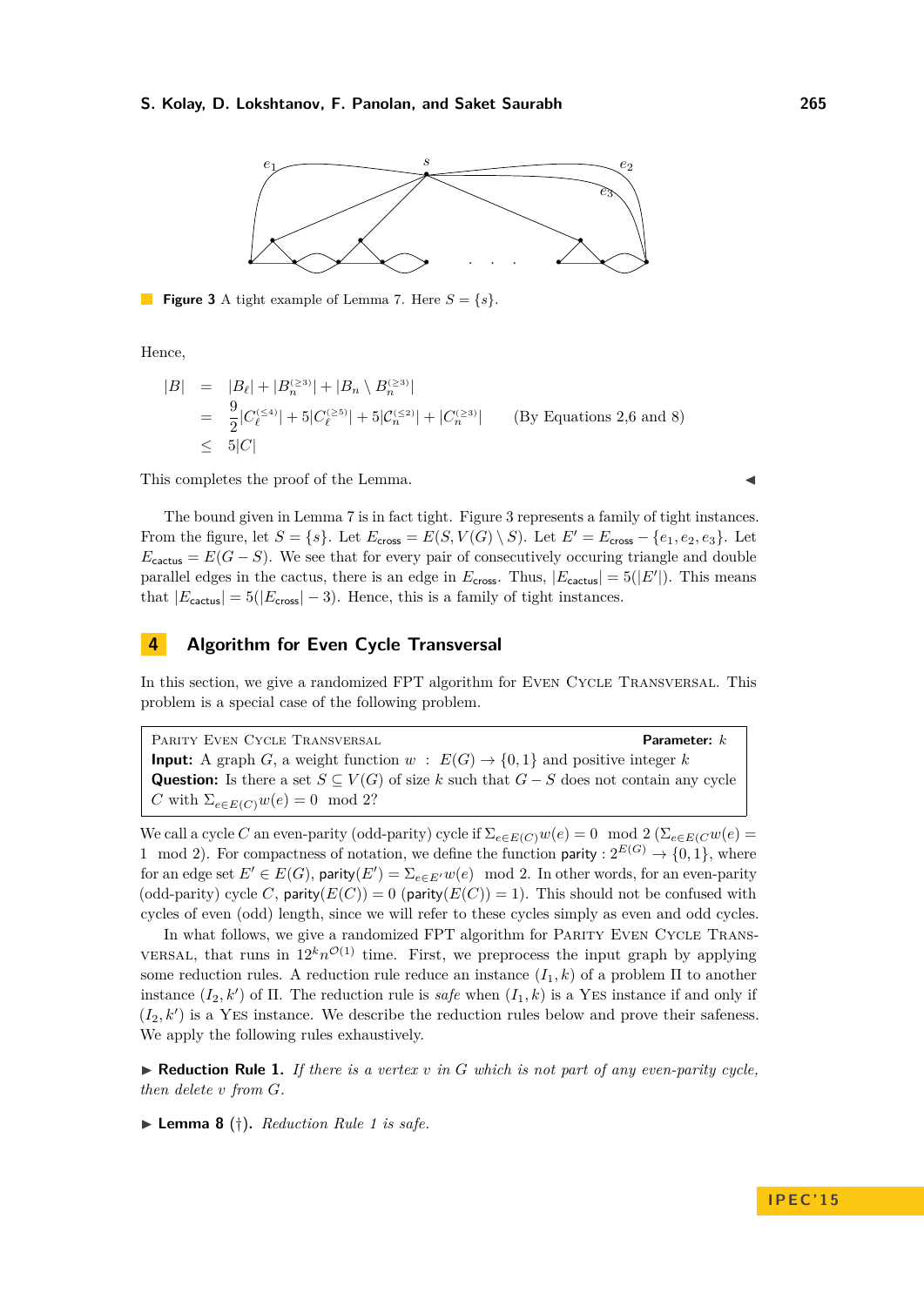**Figure 3** A tight example of Lemma 7. Here $S = \{s\}$.

Hence,

$$
\begin{aligned}
|B| &= |B_\ell| + |B_n^{(\geq 3)}| + |B_n \setminus B_n^{(\geq 3)}| \\
&= \frac{9}{2}|C_\ell^{(\leq 4)}| + 5|C_\ell^{(\geq 5)}| + 5|\mathcal{C}_n^{(\leq 2)}| + |C_n^{(\geq 3)}| \qquad \text{(By Equations 2,6 and 8)} \\
&\leq 5|C|
\end{aligned}
$$

This completes the proof of the Lemma. ◀

The bound given in Lemma 7 is in fact tight. Figure 3 represents a family of tight instances. From the figure, let $S = \{s\}$. Let $E_{\mathsf{cross}} = E(S, V(G) \setminus S)$. Let $E' = E_{\mathsf{cross}} - \{e_1, e_2, e_3\}$. Let $E_{\mathsf{cactus}} = E(G - S)$. We see that for every pair of consecutively occuring triangle and double parallel edges in the cactus, there is an edge in $E_{\mathsf{cross}}$. Thus, $|E_{\mathsf{cactus}}| = 5(|E'|)$. This means that $|E_{\mathsf{cactus}}| = 5(|E_{\mathsf{cross}}| - 3)$. Hence, this is a family of tight instances.

## 4 Algorithm for Even Cycle Transversal

In this section, we give a randomized FPT algorithm for Even Cycle Transversal. This problem is a special case of the following problem.

> Parity Even Cycle Transversal **Parameter:** $k$
> **Input:** A graph $G$, a weight function $w : E(G) \rightarrow \{0, 1\}$ and positive integer $k$
> **Question:** Is there a set $S \subseteq V(G)$ of size $k$ such that $G - S$ does not contain any cycle $C$ with $\Sigma_{e \in E(C)} w(e) = 0 \mod 2$?

We call a cycle $C$ an even-parity (odd-parity) cycle if $\Sigma_{e \in E(C)} w(e) = 0 \mod 2$ ($\Sigma_{e \in E(C} w(e) = 1 \mod 2$). For compactness of notation, we define the function $\mathsf{parity} : 2^{E(G)} \rightarrow \{0, 1\}$, where for an edge set $E' \in E(G)$, $\mathsf{parity}(E') = \Sigma_{e \in E'} w(e) \mod 2$. In other words, for an even-parity (odd-parity) cycle $C$, $\mathsf{parity}(E(C)) = 0$ ($\mathsf{parity}(E(C)) = 1$). This should not be confused with cycles of even (odd) length, since we will refer to these cycles simply as even and odd cycles.

In what follows, we give a randomized FPT algorithm for Parity Even Cycle Transversal, that runs in $12^k n^{\mathcal{O}(1)}$ time. First, we preprocess the input graph by applying some reduction rules. A reduction rule reduce an instance $(I_1, k)$ of a problem $\Pi$ to another instance $(I_2, k')$ of $\Pi$. The reduction rule is *safe* when $(I_1, k)$ is a Yes instance if and only if $(I_2, k')$ is a Yes instance. We describe the reduction rules below and prove their safeness. We apply the following rules exhaustively.

▶ **Reduction Rule 1.** *If there is a vertex $v$ in $G$ which is not part of any even-parity cycle, then delete $v$ from $G$.*

▶ **Lemma 8** (†). *Reduction Rule 1 is safe.*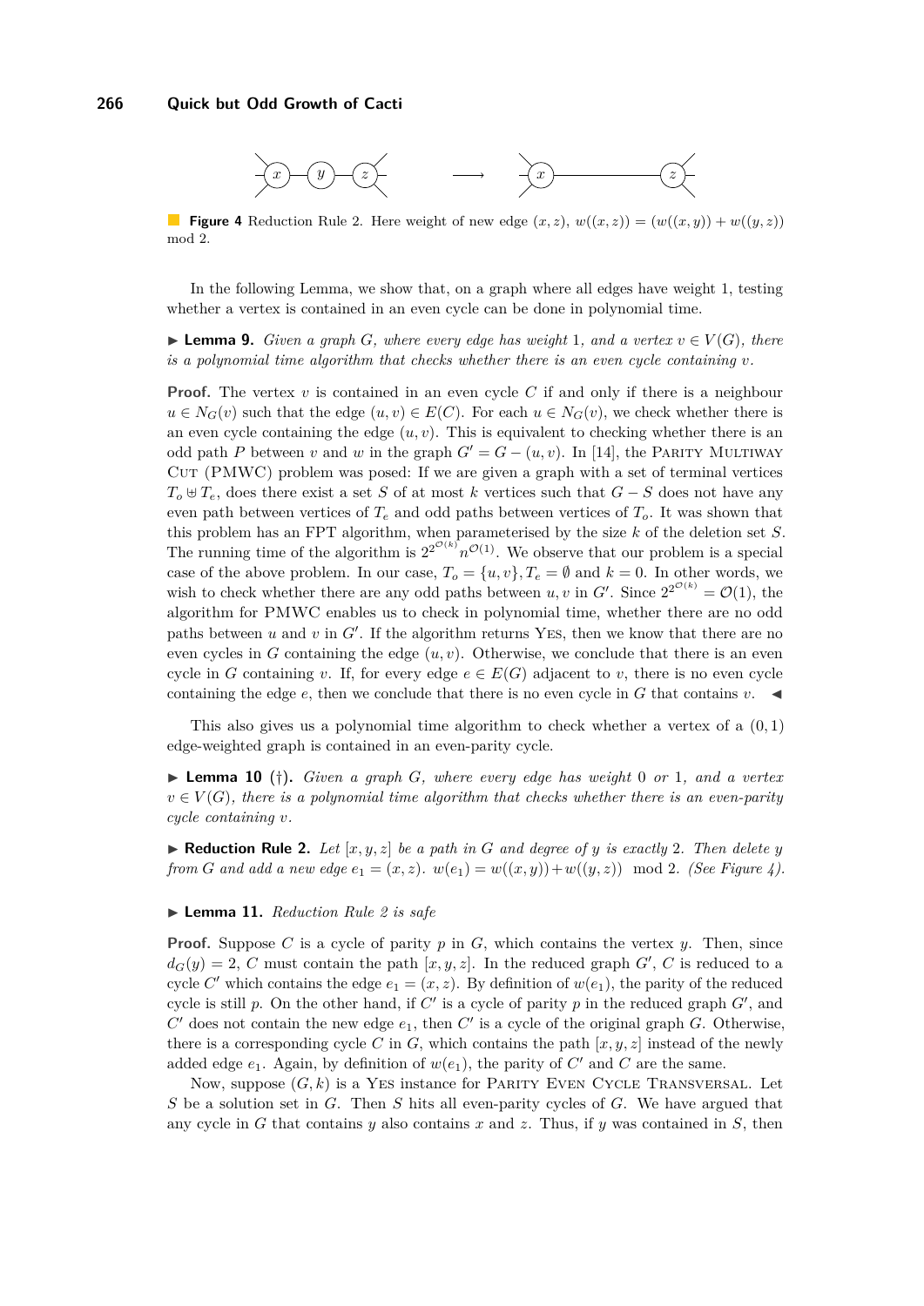**Figure 4** Reduction Rule 2. Here weight of new edge $(x, z)$, $w((x, z)) = (w((x, y)) + w((y, z))$ mod 2.

In the following Lemma, we show that, on a graph where all edges have weight 1, testing whether a vertex is contained in an even cycle can be done in polynomial time.

▶ **Lemma 9.** *Given a graph $G$, where every edge has weight 1, and a vertex $v \in V(G)$, there is a polynomial time algorithm that checks whether there is an even cycle containing $v$.*

**Proof.** The vertex $v$ is contained in an even cycle $C$ if and only if there is a neighbour $u \in N_G(v)$ such that the edge $(u, v) \in E(C)$. For each $u \in N_G(v)$, we check whether there is an even cycle containing the edge $(u, v)$. This is equivalent to checking whether there is an odd path $P$ between $v$ and $w$ in the graph $G' = G - (u, v)$. In [14], the Parity Multiway Cut (PMWC) problem was posed: If we are given a graph with a set of terminal vertices $T_o \uplus T_e$, does there exist a set $S$ of at most $k$ vertices such that $G - S$ does not have any even path between vertices of $T_e$ and odd paths between vertices of $T_o$. It was shown that this problem has an FPT algorithm, when parameterised by the size $k$ of the deletion set $S$. The running time of the algorithm is $2^{2^{\mathcal{O}(k)}} n^{\mathcal{O}(1)}$. We observe that our problem is a special case of the above problem. In our case, $T_o = \{u, v\}, T_e = \emptyset$ and $k = 0$. In other words, we wish to check whether there are any odd paths between $u, v$ in $G'$. Since $2^{2^{\mathcal{O}(k)}} = \mathcal{O}(1)$, the algorithm for PMWC enables us to check in polynomial time, whether there are no odd paths between $u$ and $v$ in $G'$. If the algorithm returns Yes, then we know that there are no even cycles in $G$ containing the edge $(u, v)$. Otherwise, we conclude that there is an even cycle in $G$ containing $v$. If, for every edge $e \in E(G)$ adjacent to $v$, there is no even cycle containing the edge $e$, then we conclude that there is no even cycle in $G$ that contains $v$. ◀

This also gives us a polynomial time algorithm to check whether a vertex of a $(0, 1)$ edge-weighted graph is contained in an even-parity cycle.

▶ **Lemma 10** (†). *Given a graph $G$, where every edge has weight 0 or 1, and a vertex $v \in V(G)$, there is a polynomial time algorithm that checks whether there is an even-parity cycle containing $v$.*

▶ **Reduction Rule 2.** *Let $[x, y, z]$ be a path in $G$ and degree of $y$ is exactly 2. Then delete $y$ from $G$ and add a new edge $e_1 = (x, z)$. $w(e_1) = w((x, y)) + w((y, z)) \mod 2$. (See Figure 4).*

▶ **Lemma 11.** *Reduction Rule 2 is safe*

**Proof.** Suppose $C$ is a cycle of parity $p$ in $G$, which contains the vertex $y$. Then, since $d_G(y) = 2$, $C$ must contain the path $[x, y, z]$. In the reduced graph $G'$, $C$ is reduced to a cycle $C'$ which contains the edge $e_1 = (x, z)$. By definition of $w(e_1)$, the parity of the reduced cycle is still $p$. On the other hand, if $C'$ is a cycle of parity $p$ in the reduced graph $G'$, and $C'$ does not contain the new edge $e_1$, then $C'$ is a cycle of the original graph $G$. Otherwise, there is a corresponding cycle $C$ in $G$, which contains the path $[x, y, z]$ instead of the newly added edge $e_1$. Again, by definition of $w(e_1)$, the parity of $C'$ and $C$ are the same.

Now, suppose $(G, k)$ is a Yes instance for Parity Even Cycle Transversal. Let $S$ be a solution set in $G$. Then $S$ hits all even-parity cycles of $G$. We have argued that any cycle in $G$ that contains $y$ also contains $x$ and $z$. Thus, if $y$ was contained in $S$, then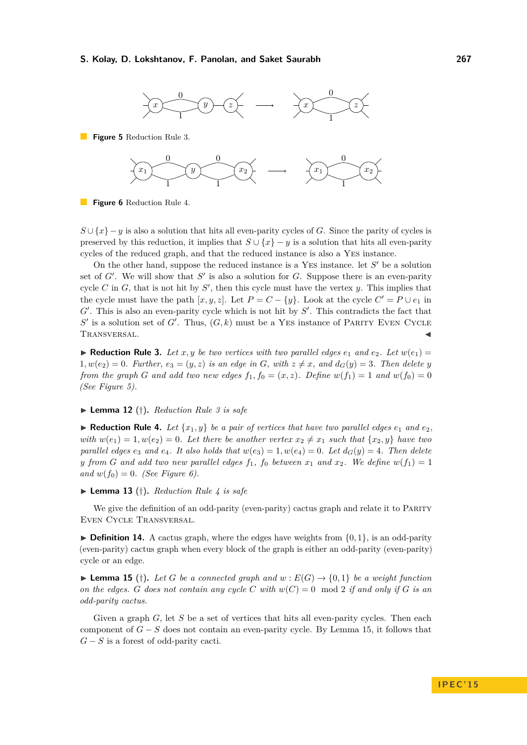**Figure 5** Reduction Rule 3.

**Figure 6** Reduction Rule 4.

$S \cup \{x\} - y$ is also a solution that hits all even-parity cycles of $G$. Since the parity of cycles is preserved by this reduction, it implies that $S \cup \{x\} - y$ is a solution that hits all even-parity cycles of the reduced graph, and that the reduced instance is also a YES instance.

On the other hand, suppose the reduced instance is a YES instance. let $S'$ be a solution set of $G'$. We will show that $S'$ is also a solution for $G$. Suppose there is an even-parity cycle $C$ in $G$, that is not hit by $S'$, then this cycle must have the vertex $y$. This implies that the cycle must have the path $[x, y, z]$. Let $P = C - \{y\}$. Look at the cycle $C' = P \cup e_1$ in $G'$. This is also an even-parity cycle which is not hit by $S'$. This contradicts the fact that $S'$ is a solution set of $G'$. Thus, $(G, k)$ must be a YES instance of PARITY EVEN CYCLE TRANSVERSAL. ◀

▶ **Reduction Rule 3.** *Let $x, y$ be two vertices with two parallel edges $e_1$ and $e_2$. Let $w(e_1) = 1, w(e_2) = 0$. Further, $e_3 = (y, z)$ is an edge in $G$, with $z \neq x$, and $d_G(y) = 3$. Then delete $y$ from the graph $G$ and add two new edges $f_1, f_0 = (x, z)$. Define $w(f_1) = 1$ and $w(f_0) = 0$ (See Figure 5).*

▶ **Lemma 12** (†)**.** *Reduction Rule 3 is safe*

▶ **Reduction Rule 4.** *Let $\{x_1, y\}$ be a pair of vertices that have two parallel edges $e_1$ and $e_2$, with $w(e_1) = 1, w(e_2) = 0$. Let there be another vertex $x_2 \neq x_1$ such that $\{x_2, y\}$ have two parallel edges $e_3$ and $e_4$. It also holds that $w(e_3) = 1, w(e_4) = 0$. Let $d_G(y) = 4$. Then delete $y$ from $G$ and add two new parallel edges $f_1$, $f_0$ between $x_1$ and $x_2$. We define $w(f_1) = 1$ and $w(f_0) = 0$. (See Figure 6).*

▶ **Lemma 13** (†)**.** *Reduction Rule 4 is safe*

We give the definition of an odd-parity (even-parity) cactus graph and relate it to PARITY EVEN CYCLE TRANSVERSAL.

▶ **Definition 14.** A cactus graph, where the edges have weights from $\{0, 1\}$, is an odd-parity (even-parity) cactus graph when every block of the graph is either an odd-parity (even-parity) cycle or an edge.

▶ **Lemma 15** (†)**.** *Let $G$ be a connected graph and $w : E(G) \to \{0, 1\}$ be a weight function on the edges. $G$ does not contain any cycle $C$ with $w(C) = 0 \mod 2$ if and only if $G$ is an odd-parity cactus.*

Given a graph $G$, let $S$ be a set of vertices that hits all even-parity cycles. Then each component of $G - S$ does not contain an even-parity cycle. By Lemma 15, it follows that $G - S$ is a forest of odd-parity cacti.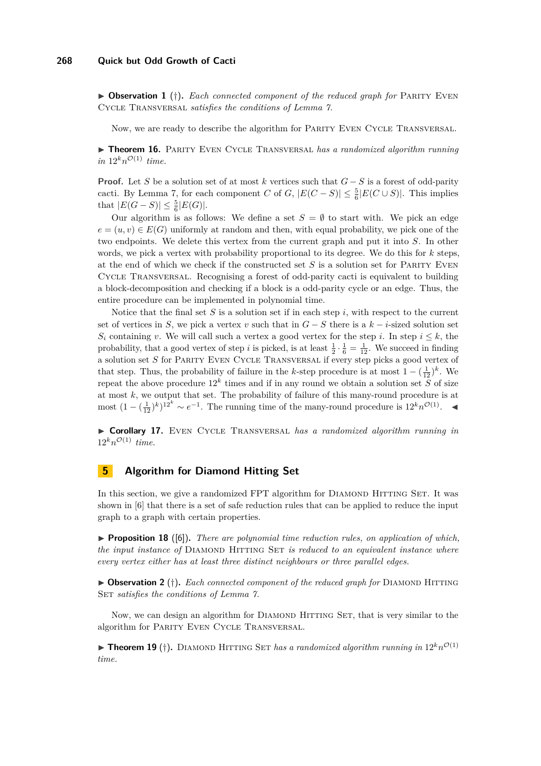▶ **Observation 1** (†). *Each connected component of the reduced graph for* Parity Even Cycle Transversal *satisfies the conditions of Lemma 7.*

Now, we are ready to describe the algorithm for Parity Even Cycle Transversal.

▶ **Theorem 16.** Parity Even Cycle Transversal *has a randomized algorithm running in* $12^k n^{\mathcal{O}(1)}$ *time.*

**Proof.** Let $S$ be a solution set of at most $k$ vertices such that $G - S$ is a forest of odd-parity cacti. By Lemma 7, for each component $C$ of $G$, $|E(C - S)| \leq \frac{5}{6}|E(C \cup S)|$. This implies that $|E(G - S)| \leq \frac{5}{6}|E(G)|$.

Our algorithm is as follows: We define a set $S = \emptyset$ to start with. We pick an edge $e = (u, v) \in E(G)$ uniformly at random and then, with equal probability, we pick one of the two endpoints. We delete this vertex from the current graph and put it into $S$. In other words, we pick a vertex with probability proportional to its degree. We do this for $k$ steps, at the end of which we check if the constructed set $S$ is a solution set for Parity Even Cycle Transversal. Recognising a forest of odd-parity cacti is equivalent to building a block-decomposition and checking if a block is a odd-parity cycle or an edge. Thus, the entire procedure can be implemented in polynomial time.

Notice that the final set $S$ is a solution set if in each step $i$, with respect to the current set of vertices in $S$, we pick a vertex $v$ such that in $G - S$ there is a $k - i$-sized solution set $S_i$ containing $v$. We will call such a vertex a good vertex for the step $i$. In step $i \leq k$, the probability, that a good vertex of step $i$ is picked, is at least $\frac{1}{2} \cdot \frac{1}{6} = \frac{1}{12}$. We succeed in finding a solution set $S$ for Parity Even Cycle Transversal if every step picks a good vertex of that step. Thus, the probability of failure in the $k$-step procedure is at most $1 - (\frac{1}{12})^k$. We repeat the above procedure $12^k$ times and if in any round we obtain a solution set $S$ of size at most $k$, we output that set. The probability of failure of this many-round procedure is at most $(1 - (\frac{1}{12})^k)^{12^k} \sim e^{-1}$. The running time of the many-round procedure is $12^k n^{\mathcal{O}(1)}$. ◀

▶ **Corollary 17.** Even Cycle Transversal *has a randomized algorithm running in* $12^k n^{\mathcal{O}(1)}$ *time.*

## 5 Algorithm for Diamond Hitting Set

In this section, we give a randomized FPT algorithm for Diamond Hitting Set. It was shown in [6] that there is a set of safe reduction rules that can be applied to reduce the input graph to a graph with certain properties.

▶ **Proposition 18** ([6]). *There are polynomial time reduction rules, on application of which, the input instance of* Diamond Hitting Set *is reduced to an equivalent instance where every vertex either has at least three distinct neighbours or three parallel edges.*

▶ **Observation 2** (†). *Each connected component of the reduced graph for* Diamond Hitting Set *satisfies the conditions of Lemma 7.*

Now, we can design an algorithm for Diamond Hitting Set, that is very similar to the algorithm for Parity Even Cycle Transversal.

▶ **Theorem 19** (†). Diamond Hitting Set *has a randomized algorithm running in* $12^k n^{\mathcal{O}(1)}$ *time.*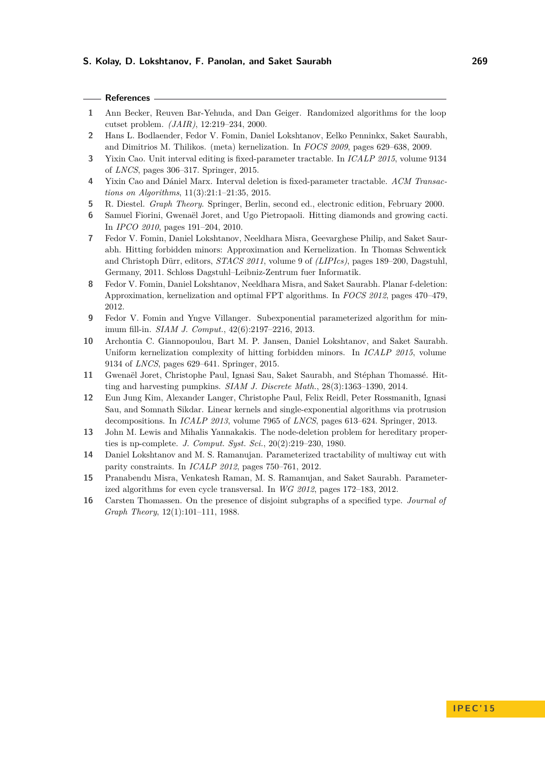## References

1. Ann Becker, Reuven Bar-Yehuda, and Dan Geiger. Randomized algorithms for the loop cutset problem. *(JAIR)*, 12:219–234, 2000.
2. Hans L. Bodlaender, Fedor V. Fomin, Daniel Lokshtanov, Eelko Penninkx, Saket Saurabh, and Dimitrios M. Thilikos. (meta) kernelization. In *FOCS 2009*, pages 629–638, 2009.
3. Yixin Cao. Unit interval editing is fixed-parameter tractable. In *ICALP 2015*, volume 9134 of *LNCS*, pages 306–317. Springer, 2015.
4. Yixin Cao and Dániel Marx. Interval deletion is fixed-parameter tractable. *ACM Transactions on Algorithms*, 11(3):21:1–21:35, 2015.
5. R. Diestel. *Graph Theory*. Springer, Berlin, second ed., electronic edition, February 2000.
6. Samuel Fiorini, Gwenaël Joret, and Ugo Pietropaoli. Hitting diamonds and growing cacti. In *IPCO 2010*, pages 191–204, 2010.
7. Fedor V. Fomin, Daniel Lokshtanov, Neeldhara Misra, Geevarghese Philip, and Saket Saurabh. Hitting forbidden minors: Approximation and Kernelization. In Thomas Schwentick and Christoph Dürr, editors, *STACS 2011*, volume 9 of *(LIPIcs)*, pages 189–200, Dagstuhl, Germany, 2011. Schloss Dagstuhl–Leibniz-Zentrum fuer Informatik.
8. Fedor V. Fomin, Daniel Lokshtanov, Neeldhara Misra, and Saket Saurabh. Planar f-deletion: Approximation, kernelization and optimal FPT algorithms. In *FOCS 2012*, pages 470–479, 2012.
9. Fedor V. Fomin and Yngve Villanger. Subexponential parameterized algorithm for minimum fill-in. *SIAM J. Comput.*, 42(6):2197–2216, 2013.
10. Archontia C. Giannopoulou, Bart M. P. Jansen, Daniel Lokshtanov, and Saket Saurabh. Uniform kernelization complexity of hitting forbidden minors. In *ICALP 2015*, volume 9134 of *LNCS*, pages 629–641. Springer, 2015.
11. Gwenaël Joret, Christophe Paul, Ignasi Sau, Saket Saurabh, and Stéphan Thomassé. Hitting and harvesting pumpkins. *SIAM J. Discrete Math.*, 28(3):1363–1390, 2014.
12. Eun Jung Kim, Alexander Langer, Christophe Paul, Felix Reidl, Peter Rossmanith, Ignasi Sau, and Somnath Sikdar. Linear kernels and single-exponential algorithms via protrusion decompositions. In *ICALP 2013*, volume 7965 of *LNCS*, pages 613–624. Springer, 2013.
13. John M. Lewis and Mihalis Yannakakis. The node-deletion problem for hereditary properties is np-complete. *J. Comput. Syst. Sci.*, 20(2):219–230, 1980.
14. Daniel Lokshtanov and M. S. Ramanujan. Parameterized tractability of multiway cut with parity constraints. In *ICALP 2012*, pages 750–761, 2012.
15. Pranabendu Misra, Venkatesh Raman, M. S. Ramanujan, and Saket Saurabh. Parameterized algorithms for even cycle transversal. In *WG 2012*, pages 172–183, 2012.
16. Carsten Thomassen. On the presence of disjoint subgraphs of a specified type. *Journal of Graph Theory*, 12(1):101–111, 1988.